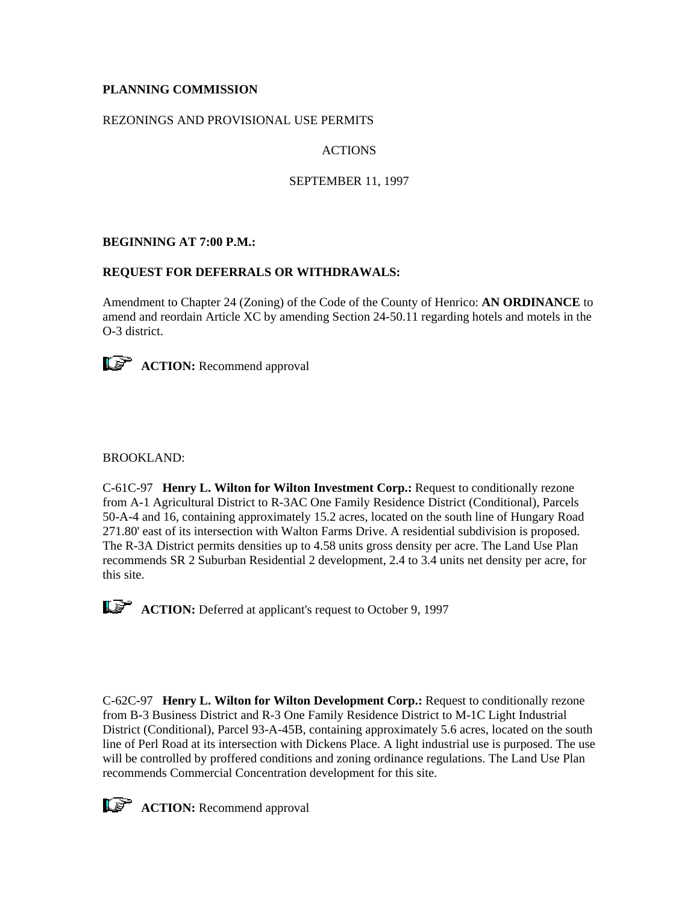**PLANNING COMMISSION**

REZONINGS AND PROVISIONAL USE PERMITS

ACTIONS

SEPTEMBER 11, 1997

**BEGINNING AT 7:00 P.M.:**

**REQUEST FOR DEFERRALS OR WITHDRAWALS:**

Amendment to Chapter 24 (Zoning) of the Code of the County of Henrico: **AN ORDINANCE** to amend and reordain Article XC by amending Section 24-50.11 regarding hotels and motels in the O-3 district.

**ACTION:** Recommend approval

BROOKLAND:

C-61C-97 **Henry L. Wilton for Wilton Investment Corp.:** Request to conditionally rezone from A-1 Agricultural District to R-3AC One Family Residence District (Conditional), Parcels 50-A-4 and 16, containing approximately 15.2 acres, located on the south line of Hungary Road 271.80' east of its intersection with Walton Farms Drive. A residential subdivision is proposed. The R-3A District permits densities up to 4.58 units gross density per acre. The Land Use Plan recommends SR 2 Suburban Residential 2 development, 2.4 to 3.4 units net density per acre, for this site.

**ACTION:** Deferred at applicant's request to October 9, 1997

C-62C-97 **Henry L. Wilton for Wilton Development Corp.:** Request to conditionally rezone from B-3 Business District and R-3 One Family Residence District to M-1C Light Industrial District (Conditional), Parcel 93-A-45B, containing approximately 5.6 acres, located on the south line of Perl Road at its intersection with Dickens Place. A light industrial use is purposed. The use will be controlled by proffered conditions and zoning ordinance regulations. The Land Use Plan recommends Commercial Concentration development for this site.

**ACTION:** Recommend approval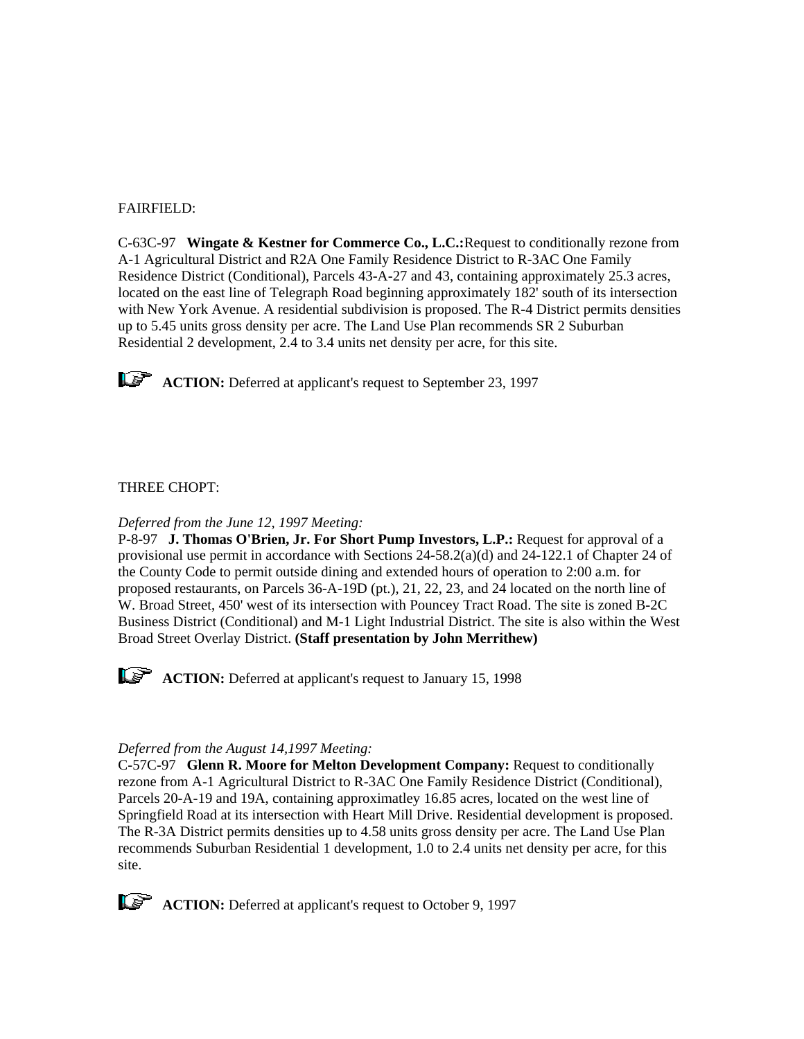FAIRFIELD:

C-63C-97   **Wingate & Kestner for Commerce Co., L.C.:**Request to conditionally rezone from A-1 Agricultural District and R2A One Family Residence District to R-3AC One Family Residence District (Conditional), Parcels 43-A-27 and 43, containing approximately 25.3 acres, located on the east line of Telegraph Road beginning approximately 182' south of its intersection with New York Avenue. A residential subdivision is proposed. The R-4 District permits densities up to 5.45 units gross density per acre. The Land Use Plan recommends SR 2 Suburban Residential 2 development, 2.4 to 3.4 units net density per acre, for this site.

**ACTION:** Deferred at applicant's request to September 23, 1997

THREE CHOPT:

*Deferred from the June 12, 1997 Meeting:*
P-8-97   **J. Thomas O'Brien, Jr. For Short Pump Investors, L.P.:** Request for approval of a provisional use permit in accordance with Sections 24-58.2(a)(d) and 24-122.1 of Chapter 24 of the County Code to permit outside dining and extended hours of operation to 2:00 a.m. for proposed restaurants, on Parcels 36-A-19D (pt.), 21, 22, 23, and 24 located on the north line of W. Broad Street, 450' west of its intersection with Pouncey Tract Road. The site is zoned B-2C Business District (Conditional) and M-1 Light Industrial District. The site is also within the West Broad Street Overlay District. **(Staff presentation by John Merrithew)**

**ACTION:** Deferred at applicant's request to January 15, 1998

*Deferred from the August 14,1997 Meeting:*
C-57C-97   **Glenn R. Moore for Melton Development Company:** Request to conditionally rezone from A-1 Agricultural District to R-3AC One Family Residence District (Conditional), Parcels 20-A-19 and 19A, containing approximatley 16.85 acres, located on the west line of Springfield Road at its intersection with Heart Mill Drive. Residential development is proposed. The R-3A District permits densities up to 4.58 units gross density per acre. The Land Use Plan recommends Suburban Residential 1 development, 1.0 to 2.4 units net density per acre, for this site.

**ACTION:** Deferred at applicant's request to October 9, 1997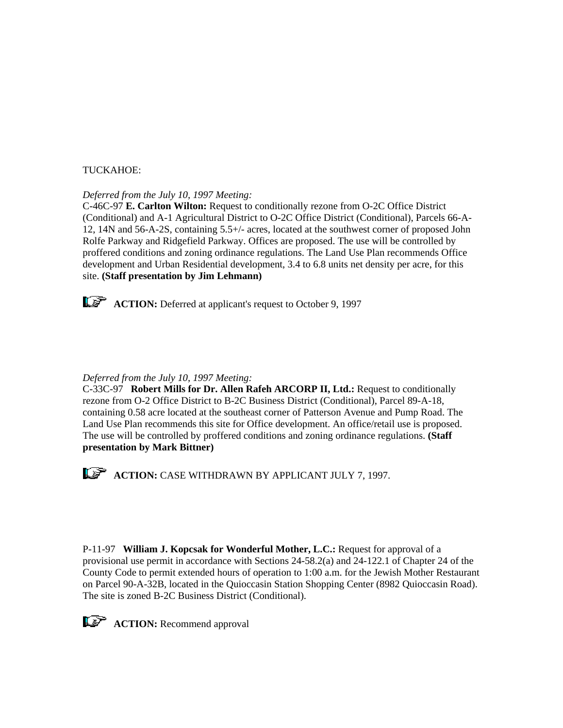TUCKAHOE:

*Deferred from the July 10, 1997 Meeting:*
C-46C-97 **E. Carlton Wilton:** Request to conditionally rezone from O-2C Office District (Conditional) and A-1 Agricultural District to O-2C Office District (Conditional), Parcels 66-A-12, 14N and 56-A-2S, containing 5.5+/- acres, located at the southwest corner of proposed John Rolfe Parkway and Ridgefield Parkway. Offices are proposed. The use will be controlled by proffered conditions and zoning ordinance regulations. The Land Use Plan recommends Office development and Urban Residential development, 3.4 to 6.8 units net density per acre, for this site. **(Staff presentation by Jim Lehmann)**

**ACTION:** Deferred at applicant's request to October 9, 1997

*Deferred from the July 10, 1997 Meeting:*
C-33C-97 **Robert Mills for Dr. Allen Rafeh ARCORP II, Ltd.:** Request to conditionally rezone from O-2 Office District to B-2C Business District (Conditional), Parcel 89-A-18, containing 0.58 acre located at the southeast corner of Patterson Avenue and Pump Road. The Land Use Plan recommends this site for Office development. An office/retail use is proposed. The use will be controlled by proffered conditions and zoning ordinance regulations. **(Staff presentation by Mark Bittner)**

**ACTION:** CASE WITHDRAWN BY APPLICANT JULY 7, 1997.

P-11-97 **William J. Kopcsak for Wonderful Mother, L.C.:** Request for approval of a provisional use permit in accordance with Sections 24-58.2(a) and 24-122.1 of Chapter 24 of the County Code to permit extended hours of operation to 1:00 a.m. for the Jewish Mother Restaurant on Parcel 90-A-32B, located in the Quioccasin Station Shopping Center (8982 Quioccasin Road). The site is zoned B-2C Business District (Conditional).

**ACTION:** Recommend approval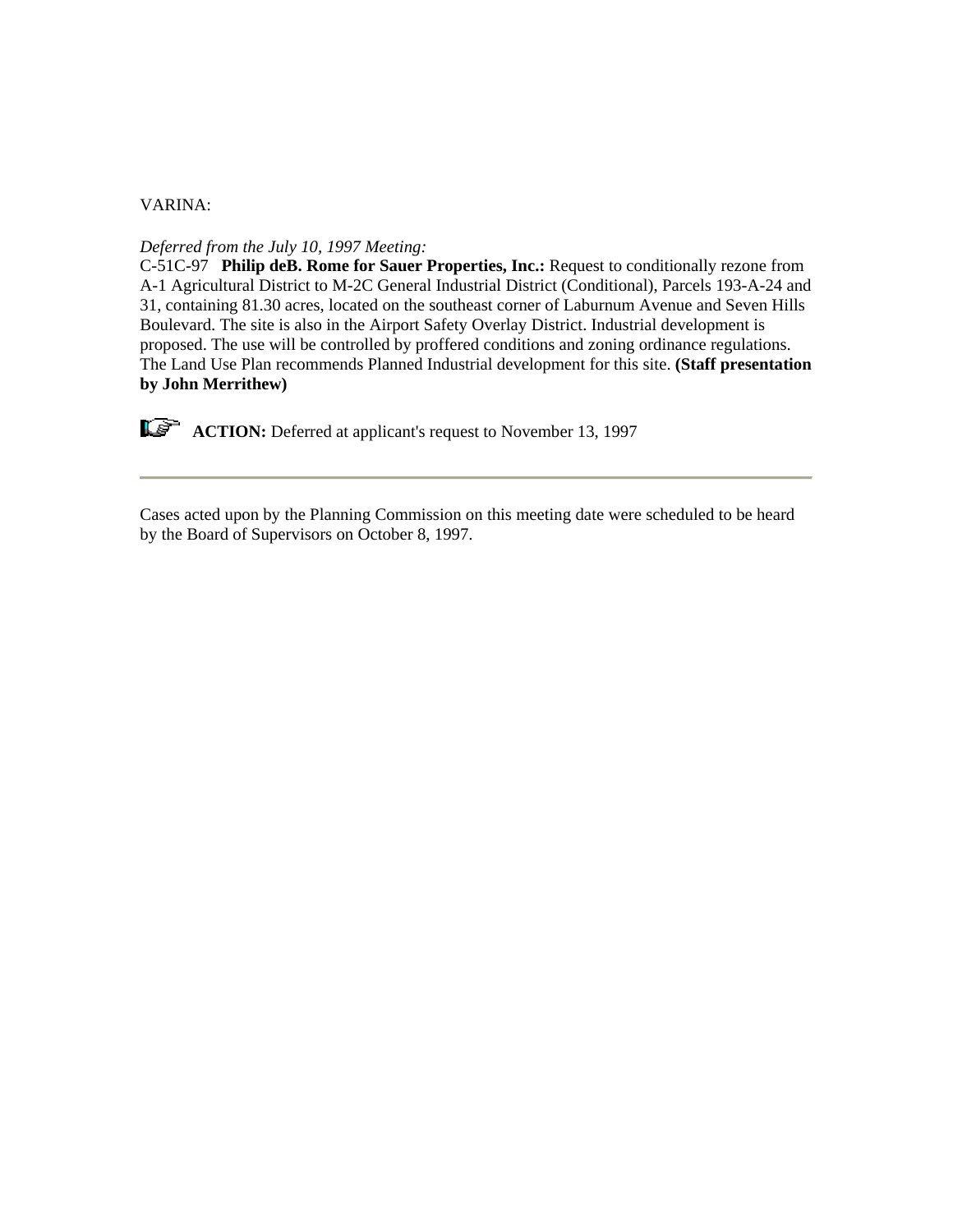VARINA:

*Deferred from the July 10, 1997 Meeting:*
C-51C-97 **Philip deB. Rome for Sauer Properties, Inc.:** Request to conditionally rezone from A-1 Agricultural District to M-2C General Industrial District (Conditional), Parcels 193-A-24 and 31, containing 81.30 acres, located on the southeast corner of Laburnum Avenue and Seven Hills Boulevard. The site is also in the Airport Safety Overlay District. Industrial development is proposed. The use will be controlled by proffered conditions and zoning ordinance regulations. The Land Use Plan recommends Planned Industrial development for this site. **(Staff presentation by John Merrithew)**

**ACTION:** Deferred at applicant's request to November 13, 1997

---

Cases acted upon by the Planning Commission on this meeting date were scheduled to be heard by the Board of Supervisors on October 8, 1997.